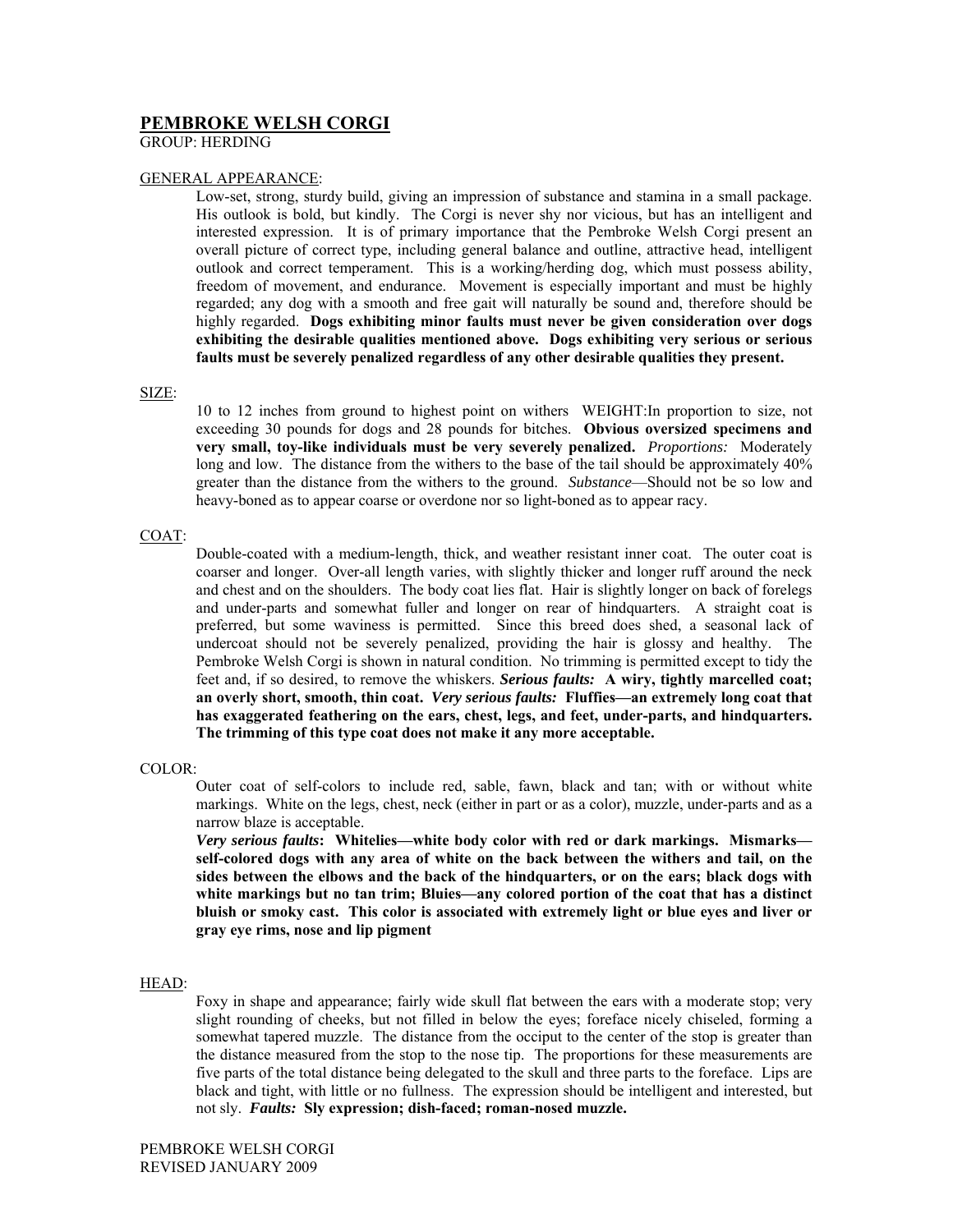# PEMBROKE WELSH CORGI

GROUP: HERDING

GENERAL APPEARANCE:

Low-set, strong, sturdy build, giving an impression of substance and stamina in a small package. His outlook is bold, but kindly. The Corgi is never shy nor vicious, but has an intelligent and interested expression. It is of primary importance that the Pembroke Welsh Corgi present an overall picture of correct type, including general balance and outline, attractive head, intelligent outlook and correct temperament. This is a working/herding dog, which must possess ability, freedom of movement, and endurance. Movement is especially important and must be highly regarded; any dog with a smooth and free gait will naturally be sound and, therefore should be highly regarded. **Dogs exhibiting minor faults must never be given consideration over dogs exhibiting the desirable qualities mentioned above. Dogs exhibiting very serious or serious faults must be severely penalized regardless of any other desirable qualities they present.**

SIZE:

10 to 12 inches from ground to highest point on withers WEIGHT:In proportion to size, not exceeding 30 pounds for dogs and 28 pounds for bitches. **Obvious oversized specimens and very small, toy-like individuals must be very severely penalized.** *Proportions:* Moderately long and low. The distance from the withers to the base of the tail should be approximately 40% greater than the distance from the withers to the ground. *Substance*—Should not be so low and heavy-boned as to appear coarse or overdone nor so light-boned as to appear racy.

COAT:

Double-coated with a medium-length, thick, and weather resistant inner coat. The outer coat is coarser and longer. Over-all length varies, with slightly thicker and longer ruff around the neck and chest and on the shoulders. The body coat lies flat. Hair is slightly longer on back of forelegs and under-parts and somewhat fuller and longer on rear of hindquarters. A straight coat is preferred, but some waviness is permitted. Since this breed does shed, a seasonal lack of undercoat should not be severely penalized, providing the hair is glossy and healthy. The Pembroke Welsh Corgi is shown in natural condition. No trimming is permitted except to tidy the feet and, if so desired, to remove the whiskers. ***Serious faults:*** **A wiry, tightly marcelled coat; an overly short, smooth, thin coat.** ***Very serious faults:*** **Fluffies—an extremely long coat that has exaggerated feathering on the ears, chest, legs, and feet, under-parts, and hindquarters. The trimming of this type coat does not make it any more acceptable.**

COLOR:

Outer coat of self-colors to include red, sable, fawn, black and tan; with or without white markings. White on the legs, chest, neck (either in part or as a color), muzzle, under-parts and as a narrow blaze is acceptable.

***Very serious faults*****: Whitelies—white body color with red or dark markings. Mismarks—self-colored dogs with any area of white on the back between the withers and tail, on the sides between the elbows and the back of the hindquarters, or on the ears; black dogs with white markings but no tan trim; Bluies—any colored portion of the coat that has a distinct bluish or smoky cast. This color is associated with extremely light or blue eyes and liver or gray eye rims, nose and lip pigment**

HEAD:

Foxy in shape and appearance; fairly wide skull flat between the ears with a moderate stop; very slight rounding of cheeks, but not filled in below the eyes; foreface nicely chiseled, forming a somewhat tapered muzzle. The distance from the occiput to the center of the stop is greater than the distance measured from the stop to the nose tip. The proportions for these measurements are five parts of the total distance being delegated to the skull and three parts to the foreface. Lips are black and tight, with little or no fullness. The expression should be intelligent and interested, but not sly. ***Faults:*** **Sly expression; dish-faced; roman-nosed muzzle.**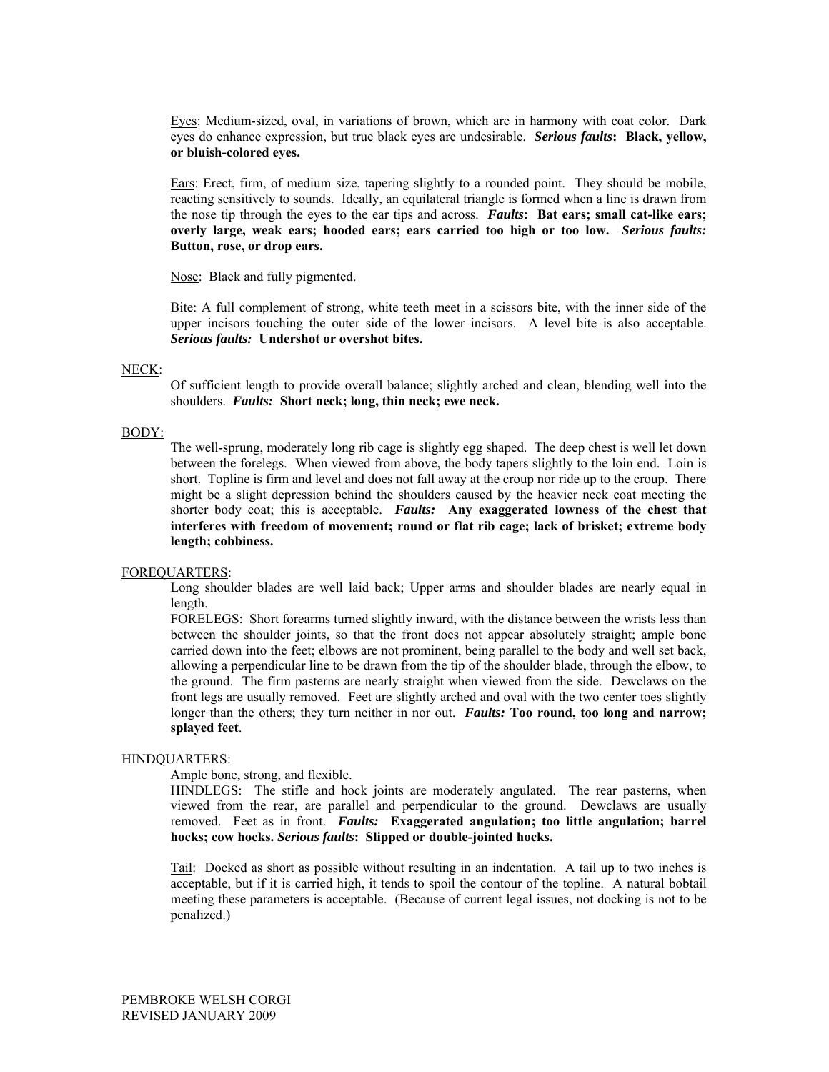Eyes: Medium-sized, oval, in variations of brown, which are in harmony with coat color. Dark eyes do enhance expression, but true black eyes are undesirable. ***Serious faults*: Black, yellow, or bluish-colored eyes.**

Ears: Erect, firm, of medium size, tapering slightly to a rounded point. They should be mobile, reacting sensitively to sounds. Ideally, an equilateral triangle is formed when a line is drawn from the nose tip through the eyes to the ear tips and across. ***Faults*: Bat ears; small cat-like ears; overly large, weak ears; hooded ears; ears carried too high or too low. *Serious faults:* Button, rose, or drop ears.**

Nose: Black and fully pigmented.

Bite: A full complement of strong, white teeth meet in a scissors bite, with the inner side of the upper incisors touching the outer side of the lower incisors. A level bite is also acceptable. ***Serious faults:* Undershot or overshot bites.**

NECK:

Of sufficient length to provide overall balance; slightly arched and clean, blending well into the shoulders. ***Faults:* Short neck; long, thin neck; ewe neck.**

BODY:

The well-sprung, moderately long rib cage is slightly egg shaped. The deep chest is well let down between the forelegs. When viewed from above, the body tapers slightly to the loin end. Loin is short. Topline is firm and level and does not fall away at the croup nor ride up to the croup. There might be a slight depression behind the shoulders caused by the heavier neck coat meeting the shorter body coat; this is acceptable. ***Faults:* Any exaggerated lowness of the chest that interferes with freedom of movement; round or flat rib cage; lack of brisket; extreme body length; cobbiness.**

FOREQUARTERS:

Long shoulder blades are well laid back; Upper arms and shoulder blades are nearly equal in length.

FORELEGS: Short forearms turned slightly inward, with the distance between the wrists less than between the shoulder joints, so that the front does not appear absolutely straight; ample bone carried down into the feet; elbows are not prominent, being parallel to the body and well set back, allowing a perpendicular line to be drawn from the tip of the shoulder blade, through the elbow, to the ground. The firm pasterns are nearly straight when viewed from the side. Dewclaws on the front legs are usually removed. Feet are slightly arched and oval with the two center toes slightly longer than the others; they turn neither in nor out. ***Faults:* Too round, too long and narrow; splayed feet**.

HINDQUARTERS:

Ample bone, strong, and flexible.

HINDLEGS: The stifle and hock joints are moderately angulated. The rear pasterns, when viewed from the rear, are parallel and perpendicular to the ground. Dewclaws are usually removed. Feet as in front. ***Faults:* Exaggerated angulation; too little angulation; barrel hocks; cow hocks. *Serious faults*: Slipped or double-jointed hocks.**

Tail: Docked as short as possible without resulting in an indentation. A tail up to two inches is acceptable, but if it is carried high, it tends to spoil the contour of the topline. A natural bobtail meeting these parameters is acceptable. (Because of current legal issues, not docking is not to be penalized.)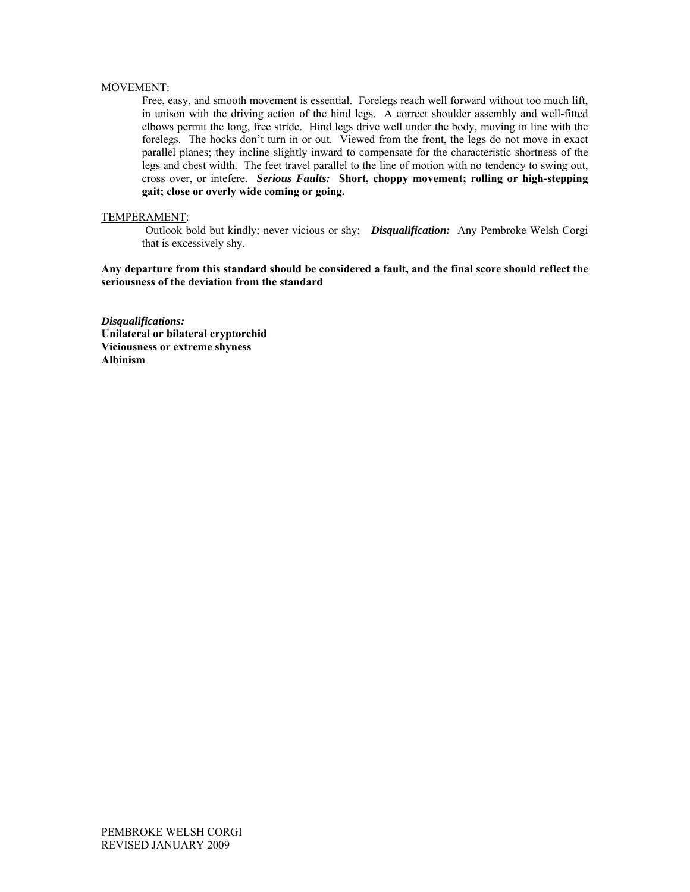MOVEMENT:

Free, easy, and smooth movement is essential. Forelegs reach well forward without too much lift, in unison with the driving action of the hind legs. A correct shoulder assembly and well-fitted elbows permit the long, free stride. Hind legs drive well under the body, moving in line with the forelegs. The hocks don't turn in or out. Viewed from the front, the legs do not move in exact parallel planes; they incline slightly inward to compensate for the characteristic shortness of the legs and chest width. The feet travel parallel to the line of motion with no tendency to swing out, cross over, or intefere. ***Serious Faults:*** **Short, choppy movement; rolling or high-stepping gait; close or overly wide coming or going.**

TEMPERAMENT:

Outlook bold but kindly; never vicious or shy; ***Disqualification:*** Any Pembroke Welsh Corgi that is excessively shy.

**Any departure from this standard should be considered a fault, and the final score should reflect the seriousness of the deviation from the standard**

***Disqualifications:***
**Unilateral or bilateral cryptorchid**
**Viciousness or extreme shyness**
**Albinism**